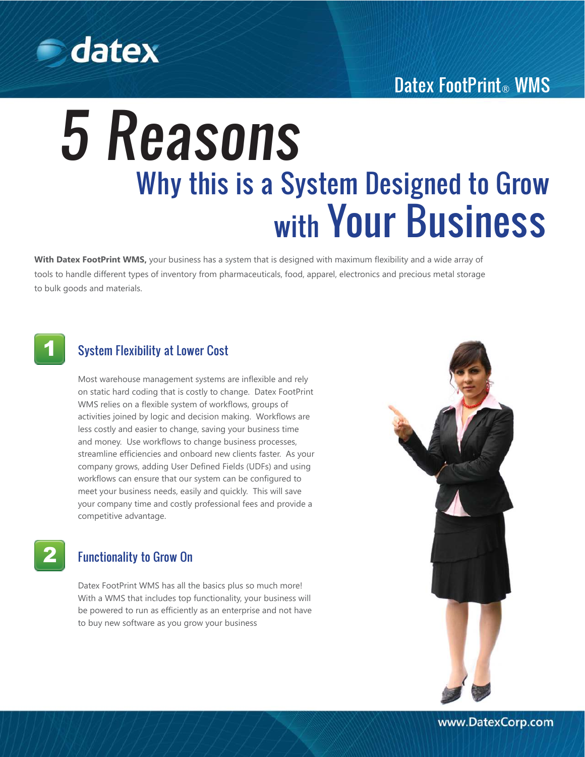Datex FootPrint® WMS

# 5 Reasons

## Why this is a System Designed to Grow with Your Business

**With Datex FootPrint WMS,** your business has a system that is designed with maximum flexibility and a wide array of tools to handle different types of inventory from pharmaceuticals, food, apparel, electronics and precious metal storage to bulk goods and materials.

### 1 System Flexibility at Lower Cost

Most warehouse management systems are inflexible and rely on static hard coding that is costly to change. Datex FootPrint WMS relies on a flexible system of workflows, groups of activities joined by logic and decision making. Workflows are less costly and easier to change, saving your business time and money. Use workflows to change business processes, streamline efficiencies and onboard new clients faster. As your company grows, adding User Defined Fields (UDFs) and using workflows can ensure that our system can be configured to meet your business needs, easily and quickly. This will save your company time and costly professional fees and provide a competitive advantage.

### 2 Functionality to Grow On

Datex FootPrint WMS has all the basics plus so much more! With a WMS that includes top functionality, your business will be powered to run as efficiently as an enterprise and not have to buy new software as you grow your business

www.DatexCorp.com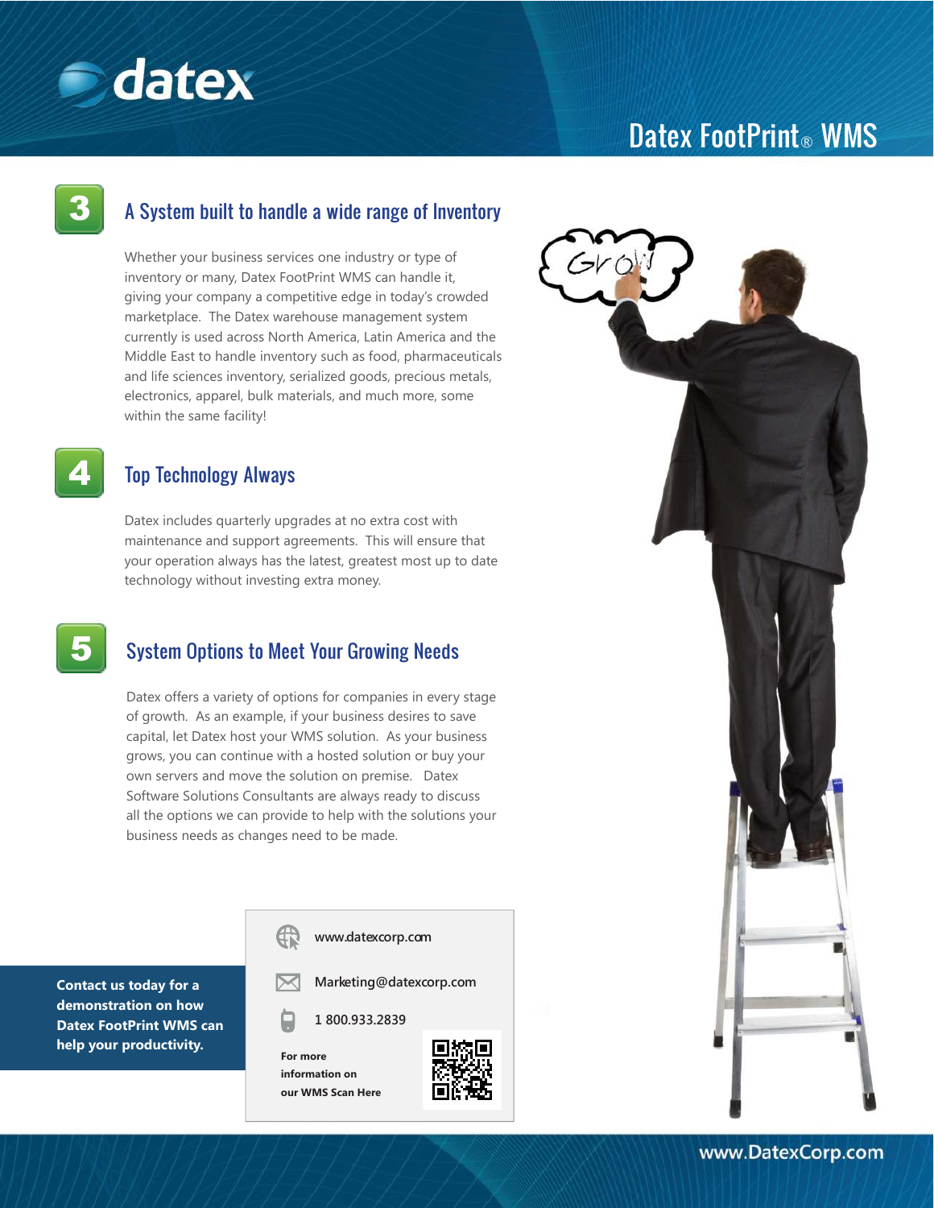# Datex FootPrint® WMS

## 3 A System built to handle a wide range of Inventory

Whether your business services one industry or type of inventory or many, Datex FootPrint WMS can handle it, giving your company a competitive edge in today's crowded marketplace. The Datex warehouse management system currently is used across North America, Latin America and the Middle East to handle inventory such as food, pharmaceuticals and life sciences inventory, serialized goods, precious metals, electronics, apparel, bulk materials, and much more, some within the same facility!

## 4 Top Technology Always

Datex includes quarterly upgrades at no extra cost with maintenance and support agreements. This will ensure that your operation always has the latest, greatest most up to date technology without investing extra money.

## 5 System Options to Meet Your Growing Needs

Datex offers a variety of options for companies in every stage of growth. As an example, if your business desires to save capital, let Datex host your WMS solution. As your business grows, you can continue with a hosted solution or buy your own servers and move the solution on premise. Datex Software Solutions Consultants are always ready to discuss all the options we can provide to help with the solutions your business needs as changes need to be made.

**Contact us today for a demonstration on how Datex FootPrint WMS can help your productivity.**

www.datexcorp.com

Marketing@datexcorp.com

1 800.933.2839

**For more information on our WMS Scan Here**

www.DatexCorp.com